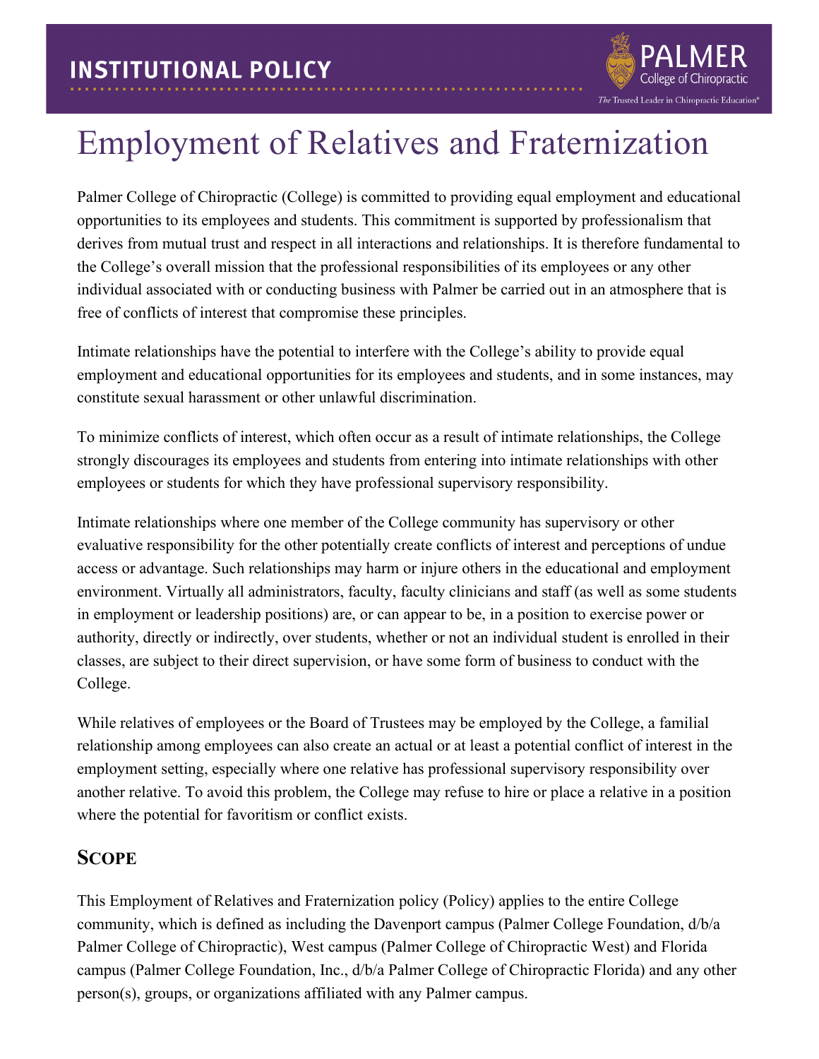INSTITUTIONAL POLICY

# Employment of Relatives and Fraternization

Palmer College of Chiropractic (College) is committed to providing equal employment and educational opportunities to its employees and students. This commitment is supported by professionalism that derives from mutual trust and respect in all interactions and relationships. It is therefore fundamental to the College's overall mission that the professional responsibilities of its employees or any other individual associated with or conducting business with Palmer be carried out in an atmosphere that is free of conflicts of interest that compromise these principles.

Intimate relationships have the potential to interfere with the College's ability to provide equal employment and educational opportunities for its employees and students, and in some instances, may constitute sexual harassment or other unlawful discrimination.

To minimize conflicts of interest, which often occur as a result of intimate relationships, the College strongly discourages its employees and students from entering into intimate relationships with other employees or students for which they have professional supervisory responsibility.

Intimate relationships where one member of the College community has supervisory or other evaluative responsibility for the other potentially create conflicts of interest and perceptions of undue access or advantage. Such relationships may harm or injure others in the educational and employment environment. Virtually all administrators, faculty, faculty clinicians and staff (as well as some students in employment or leadership positions) are, or can appear to be, in a position to exercise power or authority, directly or indirectly, over students, whether or not an individual student is enrolled in their classes, are subject to their direct supervision, or have some form of business to conduct with the College.

While relatives of employees or the Board of Trustees may be employed by the College, a familial relationship among employees can also create an actual or at least a potential conflict of interest in the employment setting, especially where one relative has professional supervisory responsibility over another relative. To avoid this problem, the College may refuse to hire or place a relative in a position where the potential for favoritism or conflict exists.

## Scope

This Employment of Relatives and Fraternization policy (Policy) applies to the entire College community, which is defined as including the Davenport campus (Palmer College Foundation, d/b/a Palmer College of Chiropractic), West campus (Palmer College of Chiropractic West) and Florida campus (Palmer College Foundation, Inc., d/b/a Palmer College of Chiropractic Florida) and any other person(s), groups, or organizations affiliated with any Palmer campus.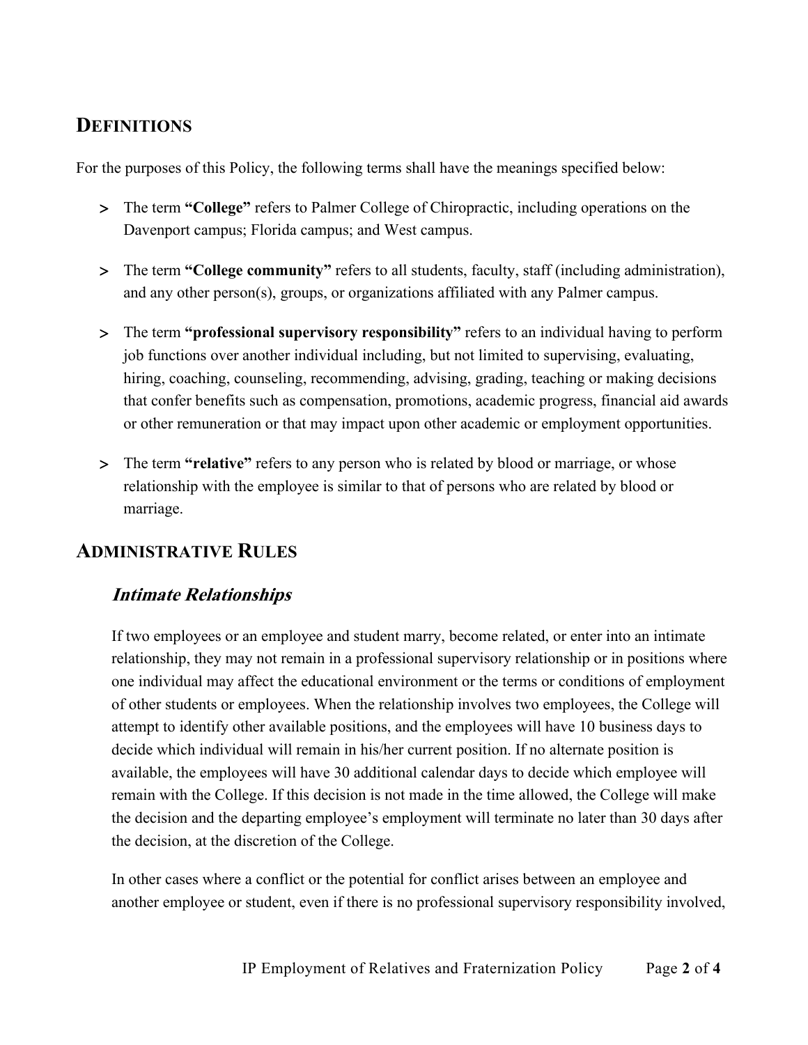## DEFINITIONS

For the purposes of this Policy, the following terms shall have the meanings specified below:

- The term **"College"** refers to Palmer College of Chiropractic, including operations on the Davenport campus; Florida campus; and West campus.
- The term **"College community"** refers to all students, faculty, staff (including administration), and any other person(s), groups, or organizations affiliated with any Palmer campus.
- The term **"professional supervisory responsibility"** refers to an individual having to perform job functions over another individual including, but not limited to supervising, evaluating, hiring, coaching, counseling, recommending, advising, grading, teaching or making decisions that confer benefits such as compensation, promotions, academic progress, financial aid awards or other remuneration or that may impact upon other academic or employment opportunities.
- The term **"relative"** refers to any person who is related by blood or marriage, or whose relationship with the employee is similar to that of persons who are related by blood or marriage.

## ADMINISTRATIVE RULES

### *Intimate Relationships*

If two employees or an employee and student marry, become related, or enter into an intimate relationship, they may not remain in a professional supervisory relationship or in positions where one individual may affect the educational environment or the terms or conditions of employment of other students or employees. When the relationship involves two employees, the College will attempt to identify other available positions, and the employees will have 10 business days to decide which individual will remain in his/her current position. If no alternate position is available, the employees will have 30 additional calendar days to decide which employee will remain with the College. If this decision is not made in the time allowed, the College will make the decision and the departing employee's employment will terminate no later than 30 days after the decision, at the discretion of the College.

In other cases where a conflict or the potential for conflict arises between an employee and another employee or student, even if there is no professional supervisory responsibility involved,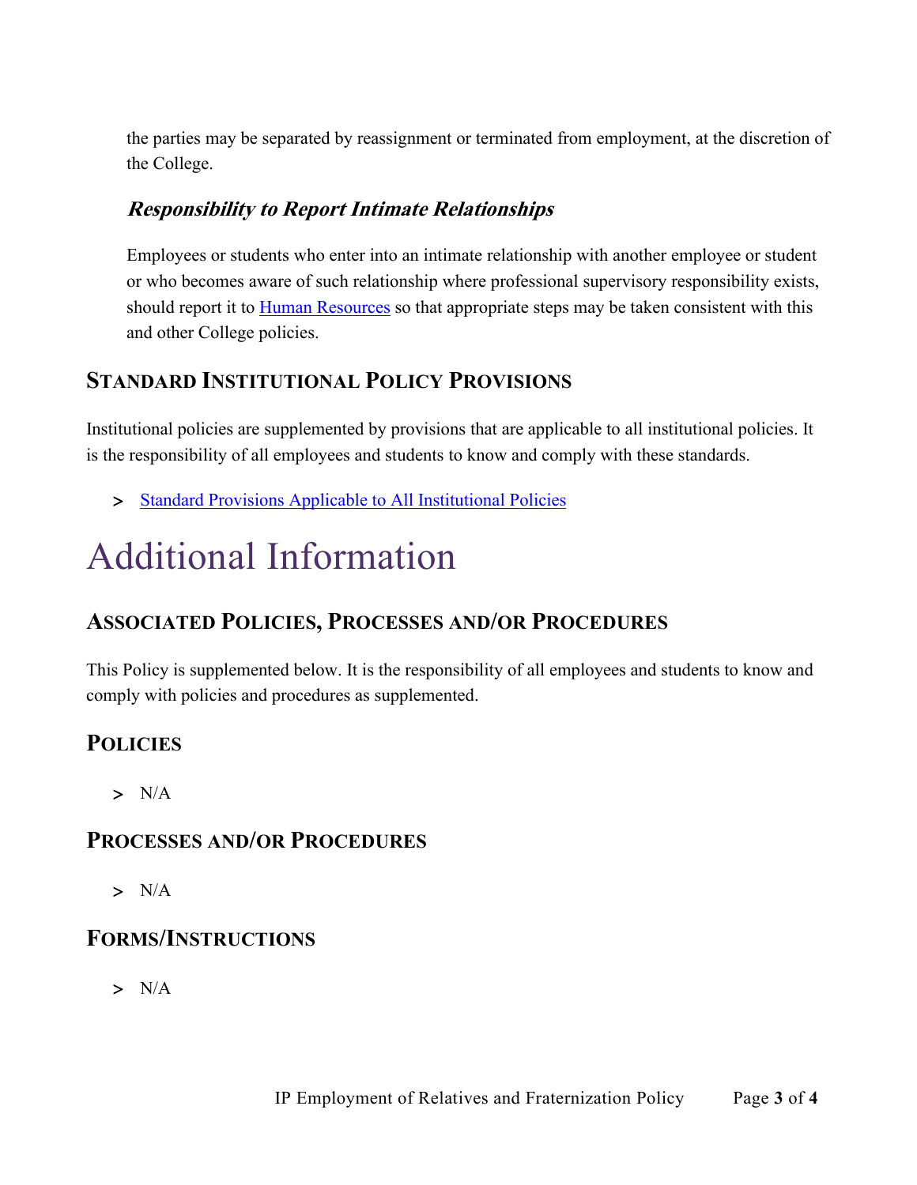the parties may be separated by reassignment or terminated from employment, at the discretion of the College.

### ***Responsibility to Report Intimate Relationships***

Employees or students who enter into an intimate relationship with another employee or student or who becomes aware of such relationship where professional supervisory responsibility exists, should report it to [Human Resources] so that appropriate steps may be taken consistent with this and other College policies.

## STANDARD INSTITUTIONAL POLICY PROVISIONS

Institutional policies are supplemented by provisions that are applicable to all institutional policies. It is the responsibility of all employees and students to know and comply with these standards.

> [Standard Provisions Applicable to All Institutional Policies]

# Additional Information

## ASSOCIATED POLICIES, PROCESSES AND/OR PROCEDURES

This Policy is supplemented below. It is the responsibility of all employees and students to know and comply with policies and procedures as supplemented.

## POLICIES

> N/A

## PROCESSES AND/OR PROCEDURES

> N/A

## FORMS/INSTRUCTIONS

> N/A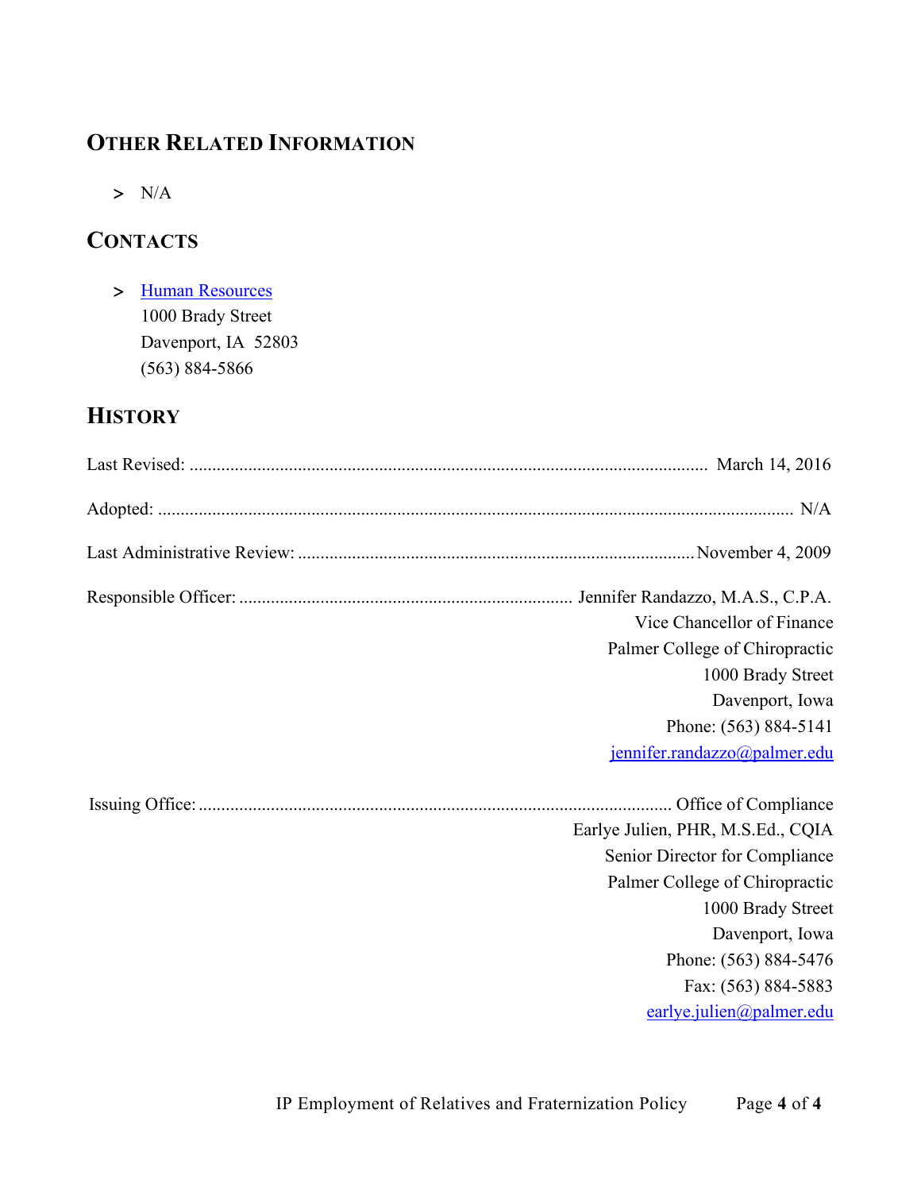## Other Related Information

- N/A

## Contacts

- [Human Resources](#)
  1000 Brady Street
  Davenport, IA 52803
  (563) 884-5866

## History

Last Revised: March 14, 2016

Adopted: N/A

Last Administrative Review: November 4, 2009

Responsible Officer: Jennifer Randazzo, M.A.S., C.P.A.
Vice Chancellor of Finance
Palmer College of Chiropractic
1000 Brady Street
Davenport, Iowa
Phone: (563) 884-5141
jennifer.randazzo@palmer.edu

Issuing Office: Office of Compliance
Earlye Julien, PHR, M.S.Ed., CQIA
Senior Director for Compliance
Palmer College of Chiropractic
1000 Brady Street
Davenport, Iowa
Phone: (563) 884-5476
Fax: (563) 884-5883
earlye.julien@palmer.edu